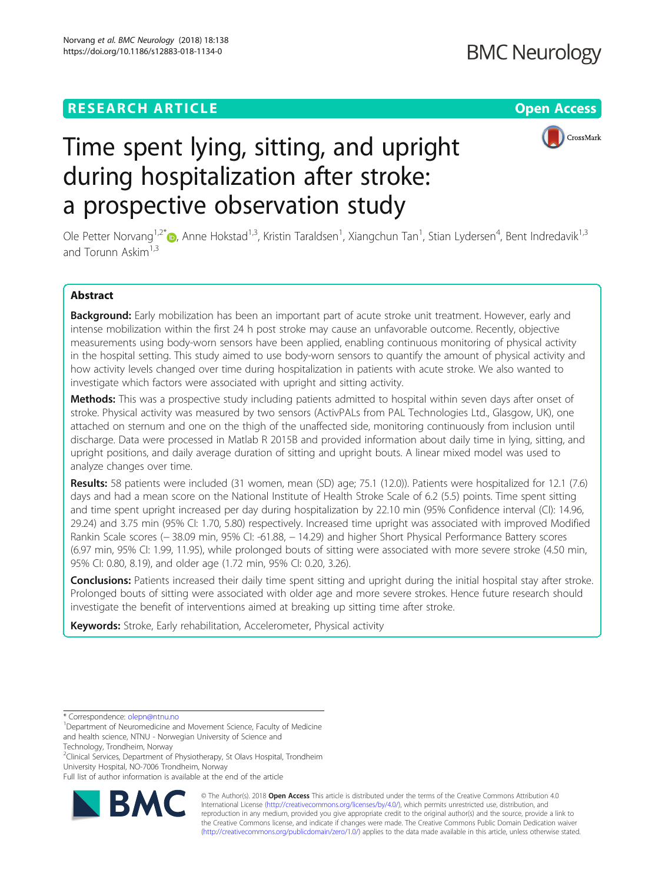RESEARCH ARTICLE

Open Access

# Time spent lying, sitting, and upright during hospitalization after stroke: a prospective observation study

Ole Petter Norvang[1,2*], Anne Hokstad[1,3], Kristin Taraldsen[1], Xiangchun Tan[1], Stian Lydersen[4], Bent Indredavik[1,3] and Torunn Askim[1,3]

## Abstract

**Background:** Early mobilization has been an important part of acute stroke unit treatment. However, early and intense mobilization within the first 24 h post stroke may cause an unfavorable outcome. Recently, objective measurements using body-worn sensors have been applied, enabling continuous monitoring of physical activity in the hospital setting. This study aimed to use body-worn sensors to quantify the amount of physical activity and how activity levels changed over time during hospitalization in patients with acute stroke. We also wanted to investigate which factors were associated with upright and sitting activity.

**Methods:** This was a prospective study including patients admitted to hospital within seven days after onset of stroke. Physical activity was measured by two sensors (ActivPALs from PAL Technologies Ltd., Glasgow, UK), one attached on sternum and one on the thigh of the unaffected side, monitoring continuously from inclusion until discharge. Data were processed in Matlab R 2015B and provided information about daily time in lying, sitting, and upright positions, and daily average duration of sitting and upright bouts. A linear mixed model was used to analyze changes over time.

**Results:** 58 patients were included (31 women, mean (SD) age; 75.1 (12.0)). Patients were hospitalized for 12.1 (7.6) days and had a mean score on the National Institute of Health Stroke Scale of 6.2 (5.5) points. Time spent sitting and time spent upright increased per day during hospitalization by 22.10 min (95% Confidence interval (CI): 14.96, 29.24) and 3.75 min (95% CI: 1.70, 5.80) respectively. Increased time upright was associated with improved Modified Rankin Scale scores (− 38.09 min, 95% CI: -61.88, − 14.29) and higher Short Physical Performance Battery scores (6.97 min, 95% CI: 1.99, 11.95), while prolonged bouts of sitting were associated with more severe stroke (4.50 min, 95% CI: 0.80, 8.19), and older age (1.72 min, 95% CI: 0.20, 3.26).

**Conclusions:** Patients increased their daily time spent sitting and upright during the initial hospital stay after stroke. Prolonged bouts of sitting were associated with older age and more severe strokes. Hence future research should investigate the benefit of interventions aimed at breaking up sitting time after stroke.

**Keywords:** Stroke, Early rehabilitation, Accelerometer, Physical activity

---

* Correspondence: olepn@ntnu.no

[1]Department of Neuromedicine and Movement Science, Faculty of Medicine and health science, NTNU - Norwegian University of Science and Technology, Trondheim, Norway

[2]Clinical Services, Department of Physiotherapy, St Olavs Hospital, Trondheim University Hospital, NO-7006 Trondheim, Norway

Full list of author information is available at the end of the article

© The Author(s). 2018 **Open Access** This article is distributed under the terms of the Creative Commons Attribution 4.0 International License (http://creativecommons.org/licenses/by/4.0/), which permits unrestricted use, distribution, and reproduction in any medium, provided you give appropriate credit to the original author(s) and the source, provide a link to the Creative Commons license, and indicate if changes were made. The Creative Commons Public Domain Dedication waiver (http://creativecommons.org/publicdomain/zero/1.0/) applies to the data made available in this article, unless otherwise stated.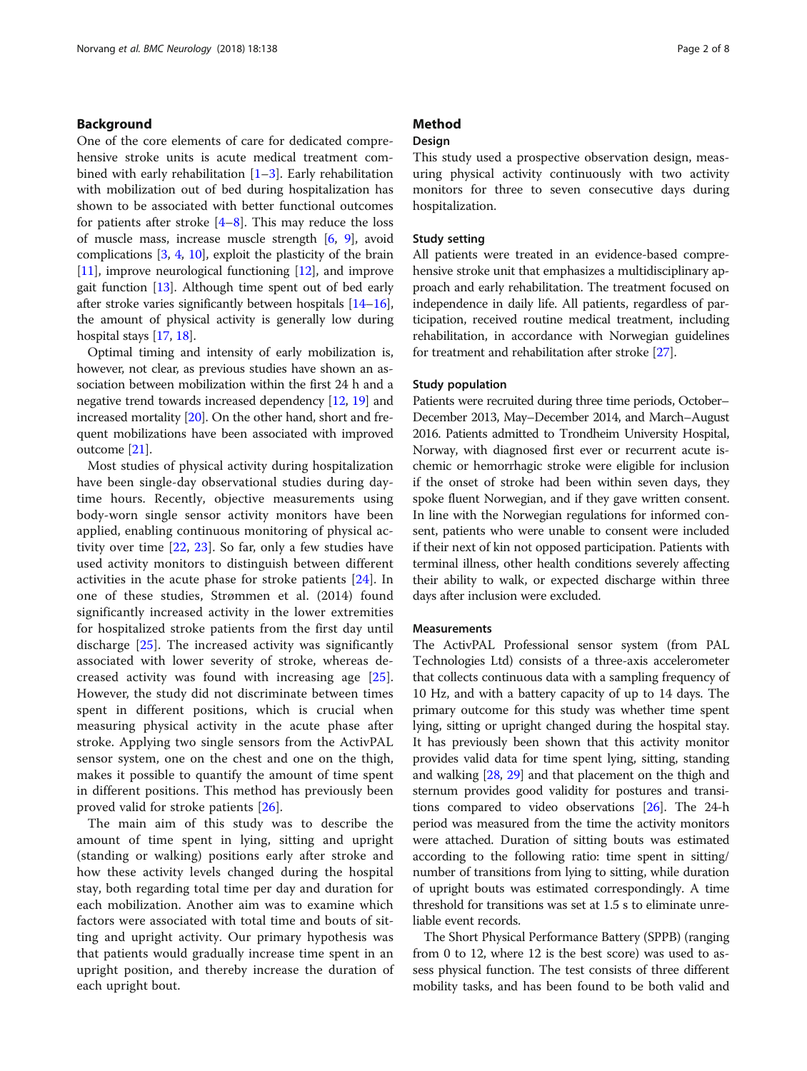## Background

One of the core elements of care for dedicated comprehensive stroke units is acute medical treatment combined with early rehabilitation [1–3]. Early rehabilitation with mobilization out of bed during hospitalization has shown to be associated with better functional outcomes for patients after stroke [4–8]. This may reduce the loss of muscle mass, increase muscle strength [6, 9], avoid complications [3, 4, 10], exploit the plasticity of the brain [11], improve neurological functioning [12], and improve gait function [13]. Although time spent out of bed early after stroke varies significantly between hospitals [14–16], the amount of physical activity is generally low during hospital stays [17, 18].

Optimal timing and intensity of early mobilization is, however, not clear, as previous studies have shown an association between mobilization within the first 24 h and a negative trend towards increased dependency [12, 19] and increased mortality [20]. On the other hand, short and frequent mobilizations have been associated with improved outcome [21].

Most studies of physical activity during hospitalization have been single-day observational studies during daytime hours. Recently, objective measurements using body-worn single sensor activity monitors have been applied, enabling continuous monitoring of physical activity over time [22, 23]. So far, only a few studies have used activity monitors to distinguish between different activities in the acute phase for stroke patients [24]. In one of these studies, Strømmen et al. (2014) found significantly increased activity in the lower extremities for hospitalized stroke patients from the first day until discharge [25]. The increased activity was significantly associated with lower severity of stroke, whereas decreased activity was found with increasing age [25]. However, the study did not discriminate between times spent in different positions, which is crucial when measuring physical activity in the acute phase after stroke. Applying two single sensors from the ActivPAL sensor system, one on the chest and one on the thigh, makes it possible to quantify the amount of time spent in different positions. This method has previously been proved valid for stroke patients [26].

The main aim of this study was to describe the amount of time spent in lying, sitting and upright (standing or walking) positions early after stroke and how these activity levels changed during the hospital stay, both regarding total time per day and duration for each mobilization. Another aim was to examine which factors were associated with total time and bouts of sitting and upright activity. Our primary hypothesis was that patients would gradually increase time spent in an upright position, and thereby increase the duration of each upright bout.

## Method

### Design

This study used a prospective observation design, measuring physical activity continuously with two activity monitors for three to seven consecutive days during hospitalization.

### Study setting

All patients were treated in an evidence-based comprehensive stroke unit that emphasizes a multidisciplinary approach and early rehabilitation. The treatment focused on independence in daily life. All patients, regardless of participation, received routine medical treatment, including rehabilitation, in accordance with Norwegian guidelines for treatment and rehabilitation after stroke [27].

### Study population

Patients were recruited during three time periods, October–December 2013, May–December 2014, and March–August 2016. Patients admitted to Trondheim University Hospital, Norway, with diagnosed first ever or recurrent acute ischemic or hemorrhagic stroke were eligible for inclusion if the onset of stroke had been within seven days, they spoke fluent Norwegian, and if they gave written consent. In line with the Norwegian regulations for informed consent, patients who were unable to consent were included if their next of kin not opposed participation. Patients with terminal illness, other health conditions severely affecting their ability to walk, or expected discharge within three days after inclusion were excluded.

### Measurements

The ActivPAL Professional sensor system (from PAL Technologies Ltd) consists of a three-axis accelerometer that collects continuous data with a sampling frequency of 10 Hz, and with a battery capacity of up to 14 days. The primary outcome for this study was whether time spent lying, sitting or upright changed during the hospital stay. It has previously been shown that this activity monitor provides valid data for time spent lying, sitting, standing and walking [28, 29] and that placement on the thigh and sternum provides good validity for postures and transitions compared to video observations [26]. The 24-h period was measured from the time the activity monitors were attached. Duration of sitting bouts was estimated according to the following ratio: time spent in sitting/number of transitions from lying to sitting, while duration of upright bouts was estimated correspondingly. A time threshold for transitions was set at 1.5 s to eliminate unreliable event records.

The Short Physical Performance Battery (SPPB) (ranging from 0 to 12, where 12 is the best score) was used to assess physical function. The test consists of three different mobility tasks, and has been found to be both valid and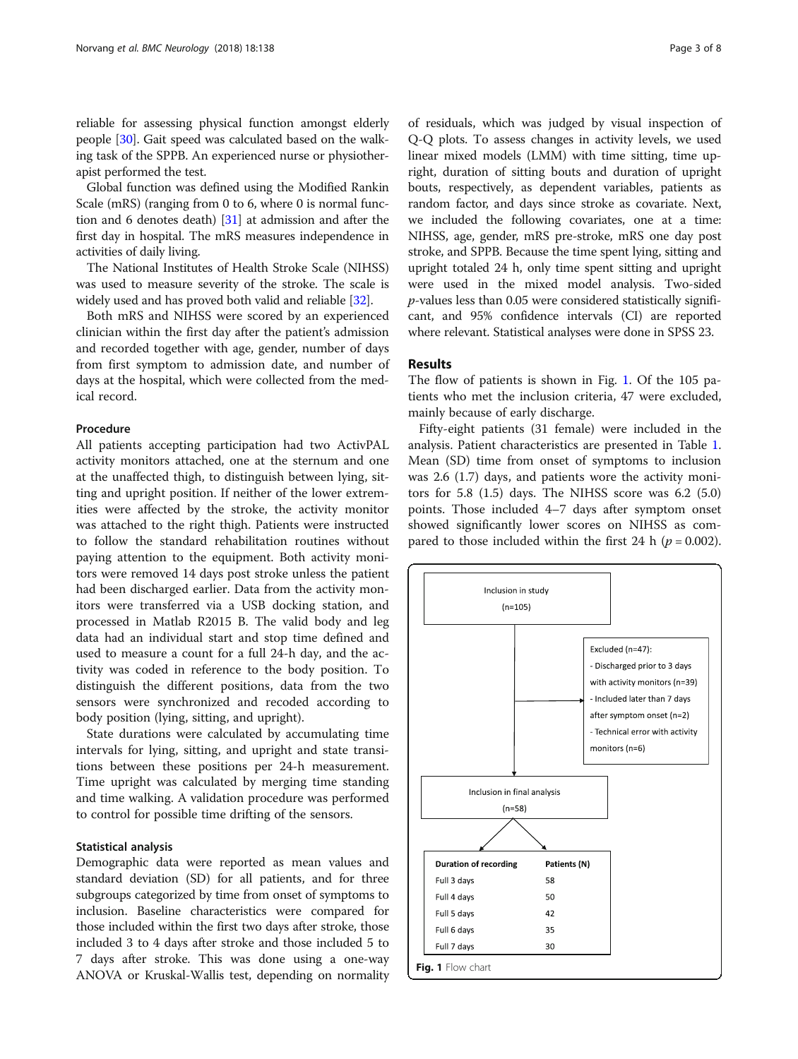reliable for assessing physical function amongst elderly people [30]. Gait speed was calculated based on the walking task of the SPPB. An experienced nurse or physiotherapist performed the test.

Global function was defined using the Modified Rankin Scale (mRS) (ranging from 0 to 6, where 0 is normal function and 6 denotes death) [31] at admission and after the first day in hospital. The mRS measures independence in activities of daily living.

The National Institutes of Health Stroke Scale (NIHSS) was used to measure severity of the stroke. The scale is widely used and has proved both valid and reliable [32].

Both mRS and NIHSS were scored by an experienced clinician within the first day after the patient's admission and recorded together with age, gender, number of days from first symptom to admission date, and number of days at the hospital, which were collected from the medical record.

### Procedure

All patients accepting participation had two ActivPAL activity monitors attached, one at the sternum and one at the unaffected thigh, to distinguish between lying, sitting and upright position. If neither of the lower extremities were affected by the stroke, the activity monitor was attached to the right thigh. Patients were instructed to follow the standard rehabilitation routines without paying attention to the equipment. Both activity monitors were removed 14 days post stroke unless the patient had been discharged earlier. Data from the activity monitors were transferred via a USB docking station, and processed in Matlab R2015 B. The valid body and leg data had an individual start and stop time defined and used to measure a count for a full 24-h day, and the activity was coded in reference to the body position. To distinguish the different positions, data from the two sensors were synchronized and recoded according to body position (lying, sitting, and upright).

State durations were calculated by accumulating time intervals for lying, sitting, and upright and state transitions between these positions per 24-h measurement. Time upright was calculated by merging time standing and time walking. A validation procedure was performed to control for possible time drifting of the sensors.

### Statistical analysis

Demographic data were reported as mean values and standard deviation (SD) for all patients, and for three subgroups categorized by time from onset of symptoms to inclusion. Baseline characteristics were compared for those included within the first two days after stroke, those included 3 to 4 days after stroke and those included 5 to 7 days after stroke. This was done using a one-way ANOVA or Kruskal-Wallis test, depending on normality of residuals, which was judged by visual inspection of Q-Q plots. To assess changes in activity levels, we used linear mixed models (LMM) with time sitting, time upright, duration of sitting bouts and duration of upright bouts, respectively, as dependent variables, patients as random factor, and days since stroke as covariate. Next, we included the following covariates, one at a time: NIHSS, age, gender, mRS pre-stroke, mRS one day post stroke, and SPPB. Because the time spent lying, sitting and upright totaled 24 h, only time spent sitting and upright were used in the mixed model analysis. Two-sided $p$-values less than 0.05 were considered statistically significant, and 95% confidence intervals (CI) are reported where relevant. Statistical analyses were done in SPSS 23.

## Results

The flow of patients is shown in Fig. 1. Of the 105 patients who met the inclusion criteria, 47 were excluded, mainly because of early discharge.

Fifty-eight patients (31 female) were included in the analysis. Patient characteristics are presented in Table 1. Mean (SD) time from onset of symptoms to inclusion was 2.6 (1.7) days, and patients wore the activity monitors for 5.8 (1.5) days. The NIHSS score was 6.2 (5.0) points. Those included 4–7 days after symptom onset showed significantly lower scores on NIHSS as compared to those included within the first 24 h ($p = 0.002$).

Inclusion in study (n=105)

Excluded (n=47):
- Discharged prior to 3 days with activity monitors (n=39)
- Included later than 7 days after symptom onset (n=2)
- Technical error with activity monitors (n=6)

Inclusion in final analysis (n=58)

| Duration of recording | Patients (N) |
| --- | --- |
| Full 3 days | 58 |
| Full 4 days | 50 |
| Full 5 days | 42 |
| Full 6 days | 35 |
| Full 7 days | 30 |

**Fig. 1** Flow chart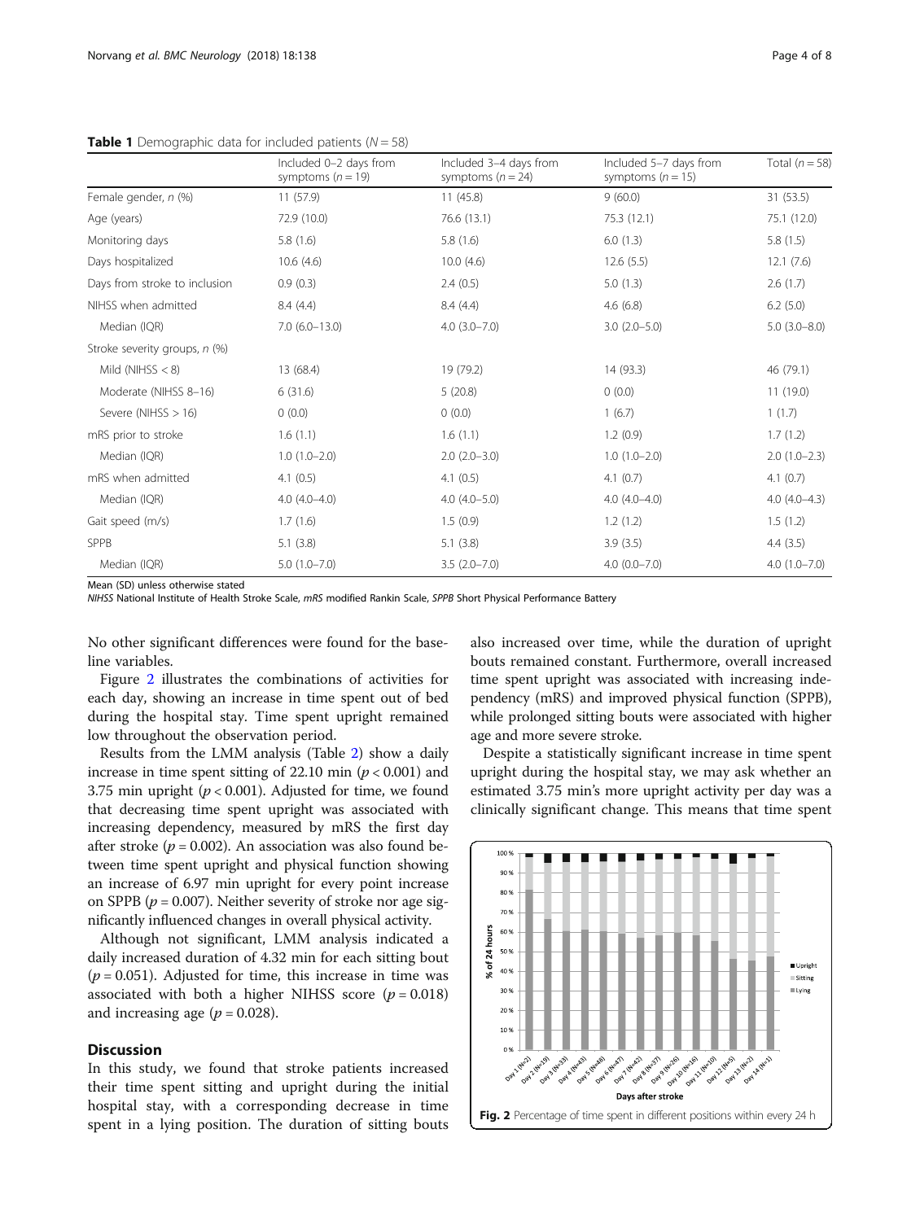**Table 1** Demographic data for included patients ($N = 58$)

| | Included 0–2 days from symptoms ($n = 19$) | Included 3–4 days from symptoms ($n = 24$) | Included 5–7 days from symptoms ($n = 15$) | Total ($n = 58$) |
|---|---|---|---|---|
| Female gender, *n* (%) | 11 (57.9) | 11 (45.8) | 9 (60.0) | 31 (53.5) |
| Age (years) | 72.9 (10.0) | 76.6 (13.1) | 75.3 (12.1) | 75.1 (12.0) |
| Monitoring days | 5.8 (1.6) | 5.8 (1.6) | 6.0 (1.3) | 5.8 (1.5) |
| Days hospitalized | 10.6 (4.6) | 10.0 (4.6) | 12.6 (5.5) | 12.1 (7.6) |
| Days from stroke to inclusion | 0.9 (0.3) | 2.4 (0.5) | 5.0 (1.3) | 2.6 (1.7) |
| NIHSS when admitted | 8.4 (4.4) | 8.4 (4.4) | 4.6 (6.8) | 6.2 (5.0) |
| Median (IQR) | 7.0 (6.0–13.0) | 4.0 (3.0–7.0) | 3.0 (2.0–5.0) | 5.0 (3.0–8.0) |
| Stroke severity groups, *n* (%) | | | | |
| Mild (NIHSS < 8) | 13 (68.4) | 19 (79.2) | 14 (93.3) | 46 (79.1) |
| Moderate (NIHSS 8–16) | 6 (31.6) | 5 (20.8) | 0 (0.0) | 11 (19.0) |
| Severe (NIHSS > 16) | 0 (0.0) | 0 (0.0) | 1 (6.7) | 1 (1.7) |
| mRS prior to stroke | 1.6 (1.1) | 1.6 (1.1) | 1.2 (0.9) | 1.7 (1.2) |
| Median (IQR) | 1.0 (1.0–2.0) | 2.0 (2.0–3.0) | 1.0 (1.0–2.0) | 2.0 (1.0–2.3) |
| mRS when admitted | 4.1 (0.5) | 4.1 (0.5) | 4.1 (0.7) | 4.1 (0.7) |
| Median (IQR) | 4.0 (4.0–4.0) | 4.0 (4.0–5.0) | 4.0 (4.0–4.0) | 4.0 (4.0–4.3) |
| Gait speed (m/s) | 1.7 (1.6) | 1.5 (0.9) | 1.2 (1.2) | 1.5 (1.2) |
| SPPB | 5.1 (3.8) | 5.1 (3.8) | 3.9 (3.5) | 4.4 (3.5) |
| Median (IQR) | 5.0 (1.0–7.0) | 3.5 (2.0–7.0) | 4.0 (0.0–7.0) | 4.0 (1.0–7.0) |

Mean (SD) unless otherwise stated

*NIHSS* National Institute of Health Stroke Scale, *mRS* modified Rankin Scale, *SPPB* Short Physical Performance Battery

No other significant differences were found for the baseline variables.

Figure 2 illustrates the combinations of activities for each day, showing an increase in time spent out of bed during the hospital stay. Time spent upright remained low throughout the observation period.

Results from the LMM analysis (Table 2) show a daily increase in time spent sitting of 22.10 min ($p < 0.001$) and 3.75 min upright ($p < 0.001$). Adjusted for time, we found that decreasing time spent upright was associated with increasing dependency, measured by mRS the first day after stroke ($p = 0.002$). An association was also found between time spent upright and physical function showing an increase of 6.97 min upright for every point increase on SPPB ($p = 0.007$). Neither severity of stroke nor age significantly influenced changes in overall physical activity.

Although not significant, LMM analysis indicated a daily increased duration of 4.32 min for each sitting bout ($p = 0.051$). Adjusted for time, this increase in time was associated with both a higher NIHSS score ($p = 0.018$) and increasing age ($p = 0.028$).

## Discussion

In this study, we found that stroke patients increased their time spent sitting and upright during the initial hospital stay, with a corresponding decrease in time spent in a lying position. The duration of sitting bouts also increased over time, while the duration of upright bouts remained constant. Furthermore, overall increased time spent upright was associated with increasing independency (mRS) and improved physical function (SPPB), while prolonged sitting bouts were associated with higher age and more severe stroke.

Despite a statistically significant increase in time spent upright during the hospital stay, we may ask whether an estimated 3.75 min's more upright activity per day was a clinically significant change. This means that time spent

Fig. 2 Percentage of time spent in different positions within every 24 h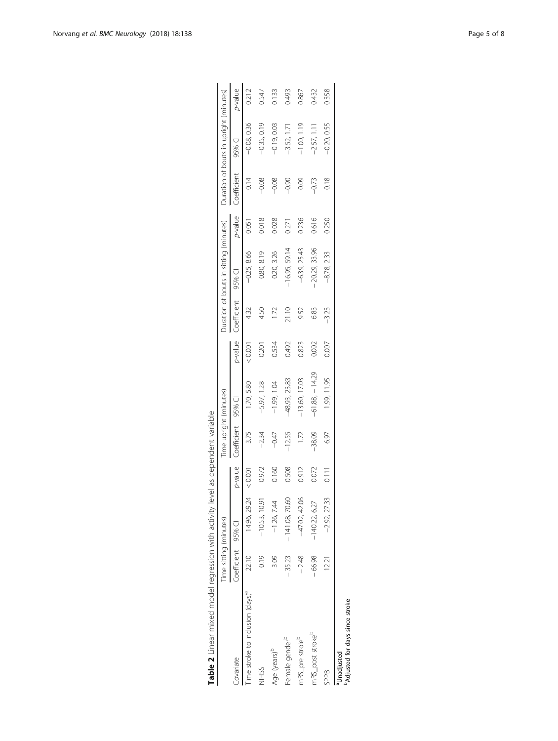**Table 2** Linear mixed model regression with activity level as dependent variable

| Covariate | Time sitting (minutes) | | | Time upright (minutes) | | | Duration of bouts in sitting (minutes) | | | Duration of bouts in upright (minutes) | | |
|---|---|---|---|---|---|---|---|---|---|---|---|---|
| | Coefficient | 95% CI | *p*-value | Coefficient | 95% CI | *p*-value | Coefficient | 95% CI | *p*-value | Coefficient | 95% CI | *p*-value |
| Time stroke to inclusion (days)[a] | 22.10 | 14.96, 29.24 | < 0.001 | 3.75 | 1.70, 5.80 | < 0.001 | 4.32 | −0.25, 8.66 | 0.051 | 0.14 | −0.08, 0.36 | 0.212 |
| NIHSS | 0.19 | −10.53, 10.91 | 0.972 | −2.34 | −5.97, 1.28 | 0.201 | 4.50 | 0.80, 8.19 | 0.018 | −0.08 | −0.35, 0.19 | 0.547 |
| Age (years)[b] | 3.09 | −1.26, 7.44 | 0.160 | −0.47 | −1.99, 1.04 | 0.534 | 1.72 | 0.20, 3.26 | 0.028 | −0.08 | −0.19, 0.03 | 0.133 |
| Female gender[b] | −35.23 | −141.08, 70.60 | 0.508 | −12.55 | −48.93, 23.83 | 0.492 | 21.10 | −16.95, 59.14 | 0.271 | −0.90 | −3.52, 1.71 | 0.493 |
| mRS_pre stroke[b] | −2.48 | −47.02, 42.06 | 0.912 | 1.72 | −13.60, 17.03 | 0.823 | 9.52 | −6.39, 25.43 | 0.236 | 0.09 | −1.00, 1.19 | 0.867 |
| mRS_post stroke[b] | −66.98 | −140.22, 6.27 | 0.072 | −38.09 | −61.88, −14.29 | 0.002 | 6.83 | −20.29, 33.96 | 0.616 | −0.73 | −2.57, 1.11 | 0.432 |
| SPPB | 12.21 | −2.92, 27.33 | 0.111 | 6.97 | 1.99, 11.95 | 0.007 | −3.23 | −8.78, 2.33 | 0.250 | 0.18 | −0.20, 0.55 | 0.358 |

[a]Unadjusted
[b]Adjusted for days since stroke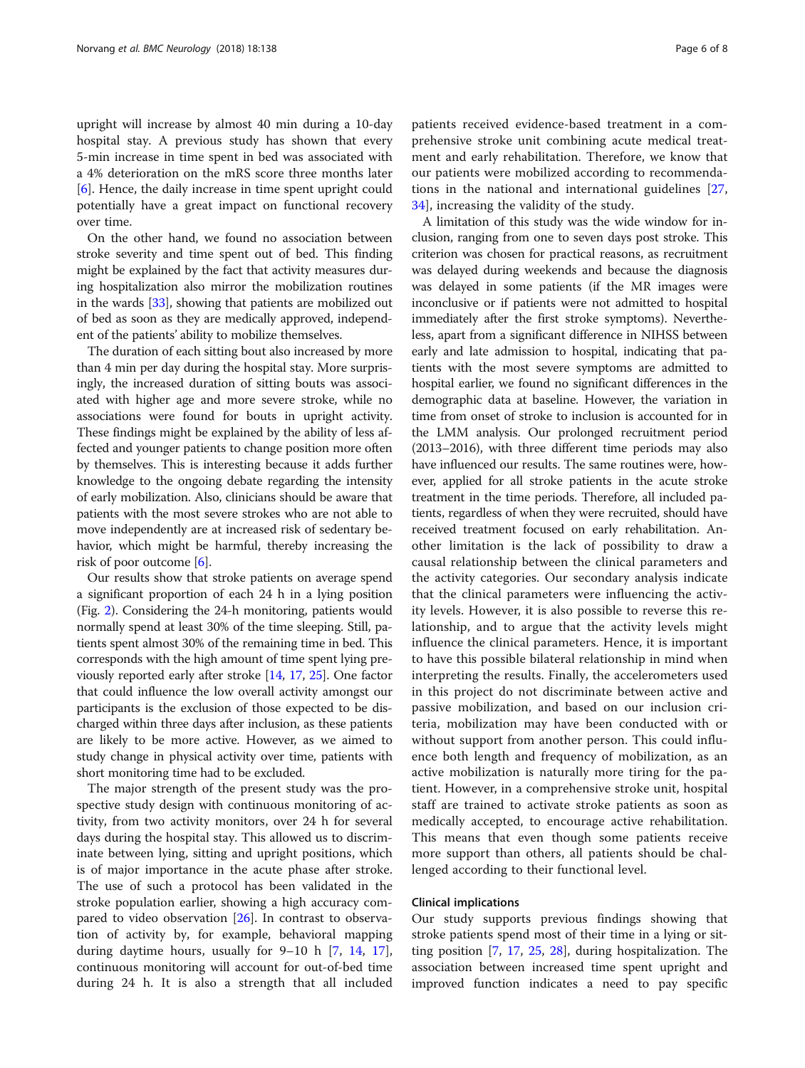upright will increase by almost 40 min during a 10-day hospital stay. A previous study has shown that every 5-min increase in time spent in bed was associated with a 4% deterioration on the mRS score three months later [6]. Hence, the daily increase in time spent upright could potentially have a great impact on functional recovery over time.

On the other hand, we found no association between stroke severity and time spent out of bed. This finding might be explained by the fact that activity measures during hospitalization also mirror the mobilization routines in the wards [33], showing that patients are mobilized out of bed as soon as they are medically approved, independent of the patients' ability to mobilize themselves.

The duration of each sitting bout also increased by more than 4 min per day during the hospital stay. More surprisingly, the increased duration of sitting bouts was associated with higher age and more severe stroke, while no associations were found for bouts in upright activity. These findings might be explained by the ability of less affected and younger patients to change position more often by themselves. This is interesting because it adds further knowledge to the ongoing debate regarding the intensity of early mobilization. Also, clinicians should be aware that patients with the most severe strokes who are not able to move independently are at increased risk of sedentary behavior, which might be harmful, thereby increasing the risk of poor outcome [6].

Our results show that stroke patients on average spend a significant proportion of each 24 h in a lying position (Fig. 2). Considering the 24-h monitoring, patients would normally spend at least 30% of the time sleeping. Still, patients spent almost 30% of the remaining time in bed. This corresponds with the high amount of time spent lying previously reported early after stroke [14, 17, 25]. One factor that could influence the low overall activity amongst our participants is the exclusion of those expected to be discharged within three days after inclusion, as these patients are likely to be more active. However, as we aimed to study change in physical activity over time, patients with short monitoring time had to be excluded.

The major strength of the present study was the prospective study design with continuous monitoring of activity, from two activity monitors, over 24 h for several days during the hospital stay. This allowed us to discriminate between lying, sitting and upright positions, which is of major importance in the acute phase after stroke. The use of such a protocol has been validated in the stroke population earlier, showing a high accuracy compared to video observation [26]. In contrast to observation of activity by, for example, behavioral mapping during daytime hours, usually for 9–10 h [7, 14, 17], continuous monitoring will account for out-of-bed time during 24 h. It is also a strength that all included patients received evidence-based treatment in a comprehensive stroke unit combining acute medical treatment and early rehabilitation. Therefore, we know that our patients were mobilized according to recommendations in the national and international guidelines [27, 34], increasing the validity of the study.

A limitation of this study was the wide window for inclusion, ranging from one to seven days post stroke. This criterion was chosen for practical reasons, as recruitment was delayed during weekends and because the diagnosis was delayed in some patients (if the MR images were inconclusive or if patients were not admitted to hospital immediately after the first stroke symptoms). Nevertheless, apart from a significant difference in NIHSS between early and late admission to hospital, indicating that patients with the most severe symptoms are admitted to hospital earlier, we found no significant differences in the demographic data at baseline. However, the variation in time from onset of stroke to inclusion is accounted for in the LMM analysis. Our prolonged recruitment period (2013–2016), with three different time periods may also have influenced our results. The same routines were, however, applied for all stroke patients in the acute stroke treatment in the time periods. Therefore, all included patients, regardless of when they were recruited, should have received treatment focused on early rehabilitation. Another limitation is the lack of possibility to draw a causal relationship between the clinical parameters and the activity categories. Our secondary analysis indicate that the clinical parameters were influencing the activity levels. However, it is also possible to reverse this relationship, and to argue that the activity levels might influence the clinical parameters. Hence, it is important to have this possible bilateral relationship in mind when interpreting the results. Finally, the accelerometers used in this project do not discriminate between active and passive mobilization, and based on our inclusion criteria, mobilization may have been conducted with or without support from another person. This could influence both length and frequency of mobilization, as an active mobilization is naturally more tiring for the patient. However, in a comprehensive stroke unit, hospital staff are trained to activate stroke patients as soon as medically accepted, to encourage active rehabilitation. This means that even though some patients receive more support than others, all patients should be challenged according to their functional level.

### Clinical implications

Our study supports previous findings showing that stroke patients spend most of their time in a lying or sitting position [7, 17, 25, 28], during hospitalization. The association between increased time spent upright and improved function indicates a need to pay specific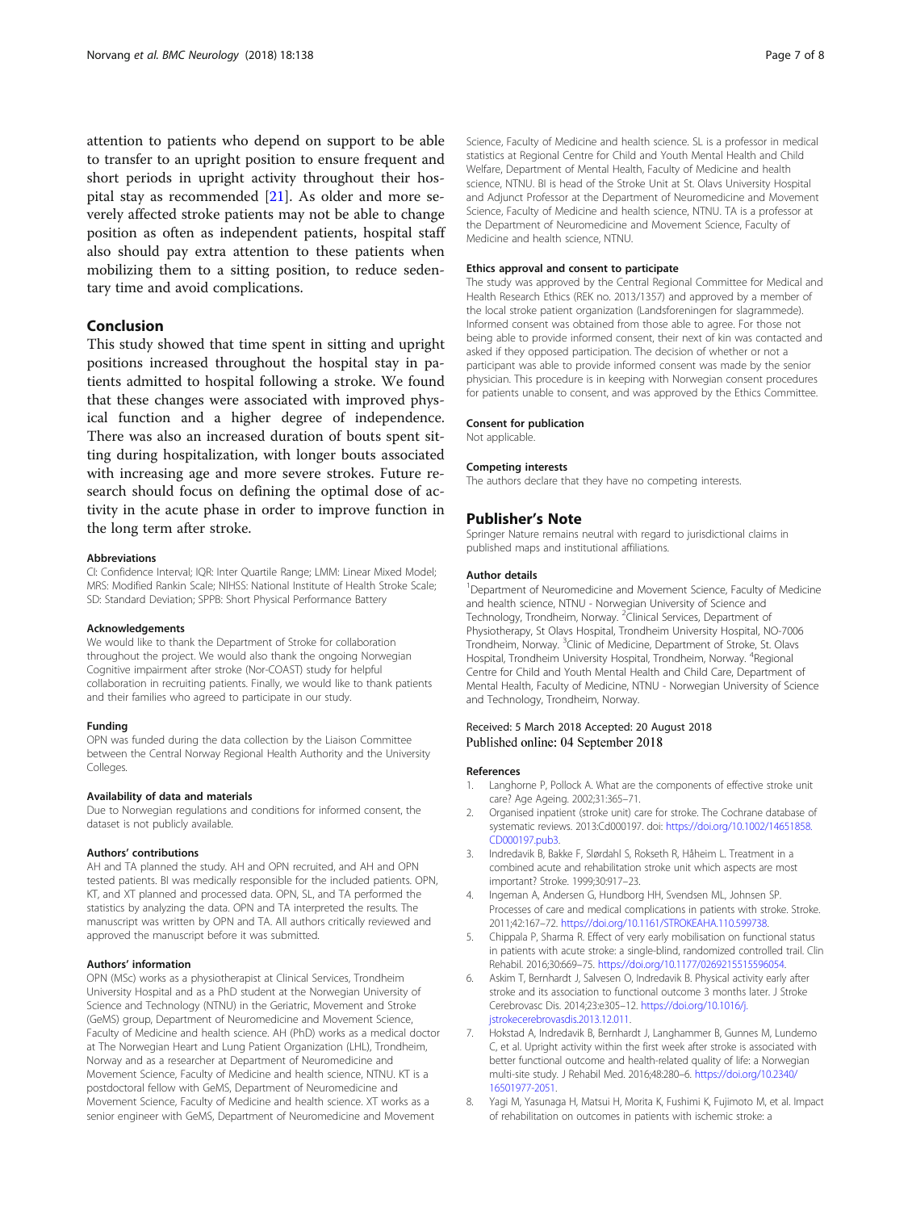attention to patients who depend on support to be able to transfer to an upright position to ensure frequent and short periods in upright activity throughout their hospital stay as recommended [21]. As older and more severely affected stroke patients may not be able to change position as often as independent patients, hospital staff also should pay extra attention to these patients when mobilizing them to a sitting position, to reduce sedentary time and avoid complications.

## Conclusion

This study showed that time spent in sitting and upright positions increased throughout the hospital stay in patients admitted to hospital following a stroke. We found that these changes were associated with improved physical function and a higher degree of independence. There was also an increased duration of bouts spent sitting during hospitalization, with longer bouts associated with increasing age and more severe strokes. Future research should focus on defining the optimal dose of activity in the acute phase in order to improve function in the long term after stroke.

#### Abbreviations

CI: Confidence Interval; IQR: Inter Quartile Range; LMM: Linear Mixed Model; MRS: Modified Rankin Scale; NIHSS: National Institute of Health Stroke Scale; SD: Standard Deviation; SPPB: Short Physical Performance Battery

#### Acknowledgements

We would like to thank the Department of Stroke for collaboration throughout the project. We would also thank the ongoing Norwegian Cognitive impairment after stroke (Nor-COAST) study for helpful collaboration in recruiting patients. Finally, we would like to thank patients and their families who agreed to participate in our study.

#### Funding

OPN was funded during the data collection by the Liaison Committee between the Central Norway Regional Health Authority and the University Colleges.

#### Availability of data and materials

Due to Norwegian regulations and conditions for informed consent, the dataset is not publicly available.

#### Authors' contributions

AH and TA planned the study. AH and OPN recruited, and AH and OPN tested patients. BI was medically responsible for the included patients. OPN, KT, and XT planned and processed data. OPN, SL, and TA performed the statistics by analyzing the data. OPN and TA interpreted the results. The manuscript was written by OPN and TA. All authors critically reviewed and approved the manuscript before it was submitted.

#### Authors' information

OPN (MSc) works as a physiotherapist at Clinical Services, Trondheim University Hospital and as a PhD student at the Norwegian University of Science and Technology (NTNU) in the Geriatric, Movement and Stroke (GeMS) group, Department of Neuromedicine and Movement Science, Faculty of Medicine and health science. AH (PhD) works as a medical doctor at The Norwegian Heart and Lung Patient Organization (LHL), Trondheim, Norway and as a researcher at Department of Neuromedicine and Movement Science, Faculty of Medicine and health science, NTNU. KT is a postdoctoral fellow with GeMS, Department of Neuromedicine and Movement Science, Faculty of Medicine and health science. XT works as a senior engineer with GeMS, Department of Neuromedicine and Movement Science, Faculty of Medicine and health science. SL is a professor in medical statistics at Regional Centre for Child and Youth Mental Health and Child Welfare, Department of Mental Health, Faculty of Medicine and health science, NTNU. BI is head of the Stroke Unit at St. Olavs University Hospital and Adjunct Professor at the Department of Neuromedicine and Movement Science, Faculty of Medicine and health science, NTNU. TA is a professor at the Department of Neuromedicine and Movement Science, Faculty of Medicine and health science, NTNU.

#### Ethics approval and consent to participate

The study was approved by the Central Regional Committee for Medical and Health Research Ethics (REK no. 2013/1357) and approved by a member of the local stroke patient organization (Landsforeningen for slagrammede). Informed consent was obtained from those able to agree. For those not being able to provide informed consent, their next of kin was contacted and asked if they opposed participation. The decision of whether or not a participant was able to provide informed consent was made by the senior physician. This procedure is in keeping with Norwegian consent procedures for patients unable to consent, and was approved by the Ethics Committee.

#### Consent for publication

Not applicable.

#### Competing interests

The authors declare that they have no competing interests.

## Publisher's Note

Springer Nature remains neutral with regard to jurisdictional claims in published maps and institutional affiliations.

#### Author details

[1]Department of Neuromedicine and Movement Science, Faculty of Medicine and health science, NTNU - Norwegian University of Science and Technology, Trondheim, Norway. [2]Clinical Services, Department of Physiotherapy, St Olavs Hospital, Trondheim University Hospital, NO-7006 Trondheim, Norway. [3]Clinic of Medicine, Department of Stroke, St. Olavs Hospital, Trondheim University Hospital, Trondheim, Norway. [4]Regional Centre for Child and Youth Mental Health and Child Care, Department of Mental Health, Faculty of Medicine, NTNU - Norwegian University of Science and Technology, Trondheim, Norway.

Received: 5 March 2018 Accepted: 20 August 2018
Published online: 04 September 2018

#### References

1. Langhorne P, Pollock A. What are the components of effective stroke unit care? Age Ageing. 2002;31:365–71.
2. Organised inpatient (stroke unit) care for stroke. The Cochrane database of systematic reviews. 2013:Cd000197. doi: https://doi.org/10.1002/14651858.CD000197.pub3.
3. Indredavik B, Bakke F, Slørdahl S, Rokseth R, Håheim L. Treatment in a combined acute and rehabilitation stroke unit which aspects are most important? Stroke. 1999;30:917–23.
4. Ingeman A, Andersen G, Hundborg HH, Svendsen ML, Johnsen SP. Processes of care and medical complications in patients with stroke. Stroke. 2011;42:167–72. https://doi.org/10.1161/STROKEAHA.110.599738.
5. Chippala P, Sharma R. Effect of very early mobilisation on functional status in patients with acute stroke: a single-blind, randomized controlled trail. Clin Rehabil. 2016;30:669–75. https://doi.org/10.1177/0269215515596054.
6. Askim T, Bernhardt J, Salvesen O, Indredavik B. Physical activity early after stroke and its association to functional outcome 3 months later. J Stroke Cerebrovasc Dis. 2014;23:e305–12. https://doi.org/10.1016/j.jstrokecerebrovasdis.2013.12.011.
7. Hokstad A, Indredavik B, Bernhardt J, Langhammer B, Gunnes M, Lundemo C, et al. Upright activity within the first week after stroke is associated with better functional outcome and health-related quality of life: a Norwegian multi-site study. J Rehabil Med. 2016;48:280–6. https://doi.org/10.2340/16501977-2051.
8. Yagi M, Yasunaga H, Matsui H, Morita K, Fushimi K, Fujimoto M, et al. Impact of rehabilitation on outcomes in patients with ischemic stroke: a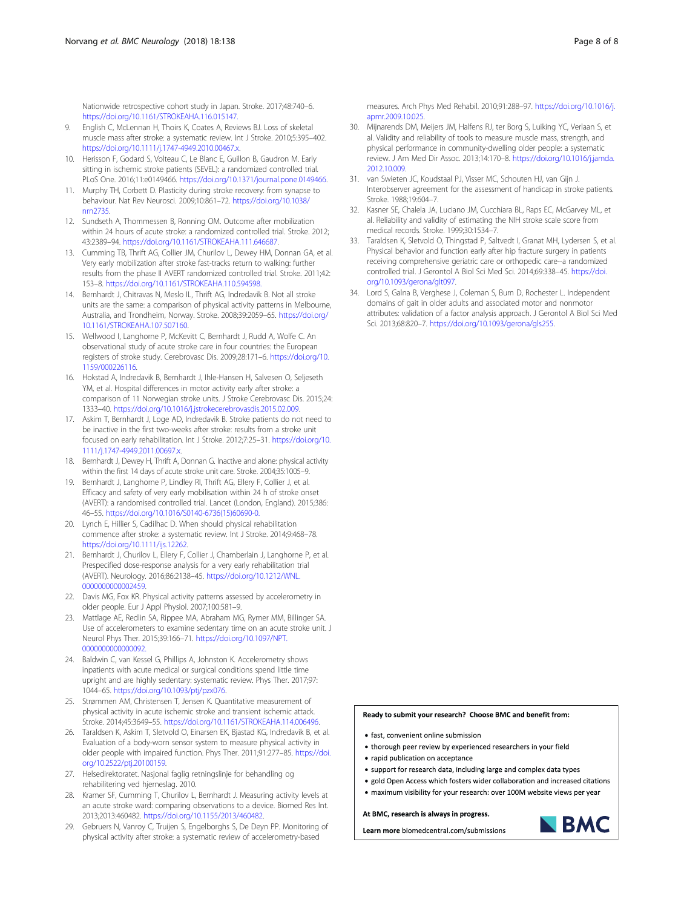Nationwide retrospective cohort study in Japan. Stroke. 2017;48:740–6. https://doi.org/10.1161/STROKEAHA.116.015147.

9. English C, McLennan H, Thoirs K, Coates A, Reviews BJ. Loss of skeletal muscle mass after stroke: a systematic review. Int J Stroke. 2010;5:395–402. https://doi.org/10.1111/j.1747-4949.2010.00467.x.
10. Herisson F, Godard S, Volteau C, Le Blanc E, Guillon B, Gaudron M. Early sitting in ischemic stroke patients (SEVEL): a randomized controlled trial. PLoS One. 2016;11:e0149466. https://doi.org/10.1371/journal.pone.0149466.
11. Murphy TH, Corbett D. Plasticity during stroke recovery: from synapse to behaviour. Nat Rev Neurosci. 2009;10:861–72. https://doi.org/10.1038/nrn2735.
12. Sundseth A, Thommessen B, Ronning OM. Outcome after mobilization within 24 hours of acute stroke: a randomized controlled trial. Stroke. 2012; 43:2389–94. https://doi.org/10.1161/STROKEAHA.111.646687.
13. Cumming TB, Thrift AG, Collier JM, Churilov L, Dewey HM, Donnan GA, et al. Very early mobilization after stroke fast-tracks return to walking: further results from the phase II AVERT randomized controlled trial. Stroke. 2011;42: 153–8. https://doi.org/10.1161/STROKEAHA.110.594598.
14. Bernhardt J, Chitravas N, Meslo IL, Thrift AG, Indredavik B. Not all stroke units are the same: a comparison of physical activity patterns in Melbourne, Australia, and Trondheim, Norway. Stroke. 2008;39:2059–65. https://doi.org/10.1161/STROKEAHA.107.507160.
15. Wellwood I, Langhorne P, McKevitt C, Bernhardt J, Rudd A, Wolfe C. An observational study of acute stroke care in four countries: the European registers of stroke study. Cerebrovasc Dis. 2009;28:171–6. https://doi.org/10.1159/000226116.
16. Hokstad A, Indredavik B, Bernhardt J, Ihle-Hansen H, Salvesen O, Seljeseth YM, et al. Hospital differences in motor activity early after stroke: a comparison of 11 Norwegian stroke units. J Stroke Cerebrovasc Dis. 2015;24: 1333–40. https://doi.org/10.1016/j.jstrokecerebrovasdis.2015.02.009.
17. Askim T, Bernhardt J, Loge AD, Indredavik B. Stroke patients do not need to be inactive in the first two-weeks after stroke: results from a stroke unit focused on early rehabilitation. Int J Stroke. 2012;7:25–31. https://doi.org/10.1111/j.1747-4949.2011.00697.x.
18. Bernhardt J, Dewey H, Thrift A, Donnan G. Inactive and alone: physical activity within the first 14 days of acute stroke unit care. Stroke. 2004;35:1005–9.
19. Bernhardt J, Langhorne P, Lindley RI, Thrift AG, Ellery F, Collier J, et al. Efficacy and safety of very early mobilisation within 24 h of stroke onset (AVERT): a randomised controlled trial. Lancet (London, England). 2015;386: 46–55. https://doi.org/10.1016/S0140-6736(15)60690-0.
20. Lynch E, Hillier S, Cadilhac D. When should physical rehabilitation commence after stroke: a systematic review. Int J Stroke. 2014;9:468–78. https://doi.org/10.1111/ijs.12262.
21. Bernhardt J, Churilov L, Ellery F, Collier J, Chamberlain J, Langhorne P, et al. Prespecified dose-response analysis for a very early rehabilitation trial (AVERT). Neurology. 2016;86:2138–45. https://doi.org/10.1212/WNL.0000000000002459.
22. Davis MG, Fox KR. Physical activity patterns assessed by accelerometry in older people. Eur J Appl Physiol. 2007;100:581–9.
23. Mattlage AE, Redlin SA, Rippee MA, Abraham MG, Rymer MM, Billinger SA. Use of accelerometers to examine sedentary time on an acute stroke unit. J Neurol Phys Ther. 2015;39:166–71. https://doi.org/10.1097/NPT.0000000000000092.
24. Baldwin C, van Kessel G, Phillips A, Johnston K. Accelerometry shows inpatients with acute medical or surgical conditions spend little time upright and are highly sedentary: systematic review. Phys Ther. 2017;97: 1044–65. https://doi.org/10.1093/ptj/pzx076.
25. Strømmen AM, Christensen T, Jensen K. Quantitative measurement of physical activity in acute ischemic stroke and transient ischemic attack. Stroke. 2014;45:3649–55. https://doi.org/10.1161/STROKEAHA.114.006496.
26. Taraldsen K, Askim T, Sletvold O, Einarsen EK, Bjastad KG, Indredavik B, et al. Evaluation of a body-worn sensor system to measure physical activity in older people with impaired function. Phys Ther. 2011;91:277–85. https://doi.org/10.2522/ptj.20100159.
27. Helsedirektoratet. Nasjonal faglig retningslinje for behandling og rehabilitering ved hjerneslag. 2010.
28. Kramer SF, Cumming T, Churilov L, Bernhardt J. Measuring activity levels at an acute stroke ward: comparing observations to a device. Biomed Res Int. 2013;2013:460482. https://doi.org/10.1155/2013/460482.
29. Gebruers N, Vanroy C, Truijen S, Engelborghs S, De Deyn PP. Monitoring of physical activity after stroke: a systematic review of accelerometry-based measures. Arch Phys Med Rehabil. 2010;91:288–97. https://doi.org/10.1016/j.apmr.2009.10.025.
30. Mijnarends DM, Meijers JM, Halfens RJ, ter Borg S, Luiking YC, Verlaan S, et al. Validity and reliability of tools to measure muscle mass, strength, and physical performance in community-dwelling older people: a systematic review. J Am Med Dir Assoc. 2013;14:170–8. https://doi.org/10.1016/j.jamda.2012.10.009.
31. van Swieten JC, Koudstaal PJ, Visser MC, Schouten HJ, van Gijn J. Interobserver agreement for the assessment of handicap in stroke patients. Stroke. 1988;19:604–7.
32. Kasner SE, Chalela JA, Luciano JM, Cucchiara BL, Raps EC, McGarvey ML, et al. Reliability and validity of estimating the NIH stroke scale score from medical records. Stroke. 1999;30:1534–7.
33. Taraldsen K, Sletvold O, Thingstad P, Saltvedt I, Granat MH, Lydersen S, et al. Physical behavior and function early after hip fracture surgery in patients receiving comprehensive geriatric care or orthopedic care--a randomized controlled trial. J Gerontol A Biol Sci Med Sci. 2014;69:338–45. https://doi.org/10.1093/gerona/glt097.
34. Lord S, Galna B, Verghese J, Coleman S, Burn D, Rochester L. Independent domains of gait in older adults and associated motor and nonmotor attributes: validation of a factor analysis approach. J Gerontol A Biol Sci Med Sci. 2013;68:820–7. https://doi.org/10.1093/gerona/gls255.

**Ready to submit your research? Choose BMC and benefit from:**

- fast, convenient online submission
- thorough peer review by experienced researchers in your field
- rapid publication on acceptance
- support for research data, including large and complex data types
- gold Open Access which fosters wider collaboration and increased citations
- maximum visibility for your research: over 100M website views per year

**At BMC, research is always in progress.**

**Learn more** biomedcentral.com/submissions

BMC